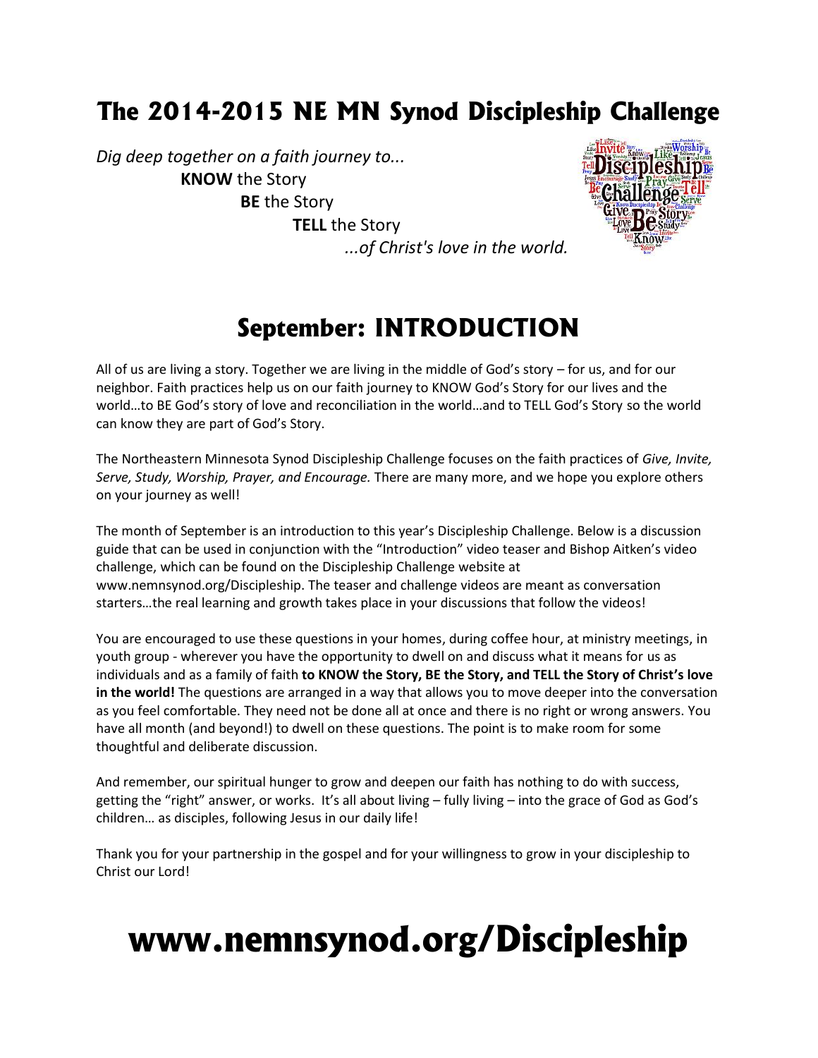# The 2014-2015 NE MN Synod Discipleship Challenge

*Dig deep together on a faith journey to...*

**KNOW** the Story

**BE** the Story

**TELL** the Story

*...of Christ's love in the world.*

## September: INTRODUCTION

All of us are living a story. Together we are living in the middle of God's story – for us, and for our neighbor. Faith practices help us on our faith journey to KNOW God's Story for our lives and the world…to BE God's story of love and reconciliation in the world…and to TELL God's Story so the world can know they are part of God's Story.

The Northeastern Minnesota Synod Discipleship Challenge focuses on the faith practices of *Give, Invite, Serve, Study, Worship, Prayer, and Encourage.* There are many more, and we hope you explore others on your journey as well!

The month of September is an introduction to this year's Discipleship Challenge. Below is a discussion guide that can be used in conjunction with the "Introduction" video teaser and Bishop Aitken's video challenge, which can be found on the Discipleship Challenge website at www.nemnsynod.org/Discipleship. The teaser and challenge videos are meant as conversation starters…the real learning and growth takes place in your discussions that follow the videos!

You are encouraged to use these questions in your homes, during coffee hour, at ministry meetings, in youth group - wherever you have the opportunity to dwell on and discuss what it means for us as individuals and as a family of faith **to KNOW the Story, BE the Story, and TELL the Story of Christ's love in the world!** The questions are arranged in a way that allows you to move deeper into the conversation as you feel comfortable. They need not be done all at once and there is no right or wrong answers. You have all month (and beyond!) to dwell on these questions. The point is to make room for some thoughtful and deliberate discussion.

And remember, our spiritual hunger to grow and deepen our faith has nothing to do with success, getting the "right" answer, or works. It's all about living – fully living – into the grace of God as God's children… as disciples, following Jesus in our daily life!

Thank you for your partnership in the gospel and for your willingness to grow in your discipleship to Christ our Lord!

# www.nemnsynod.org/Discipleship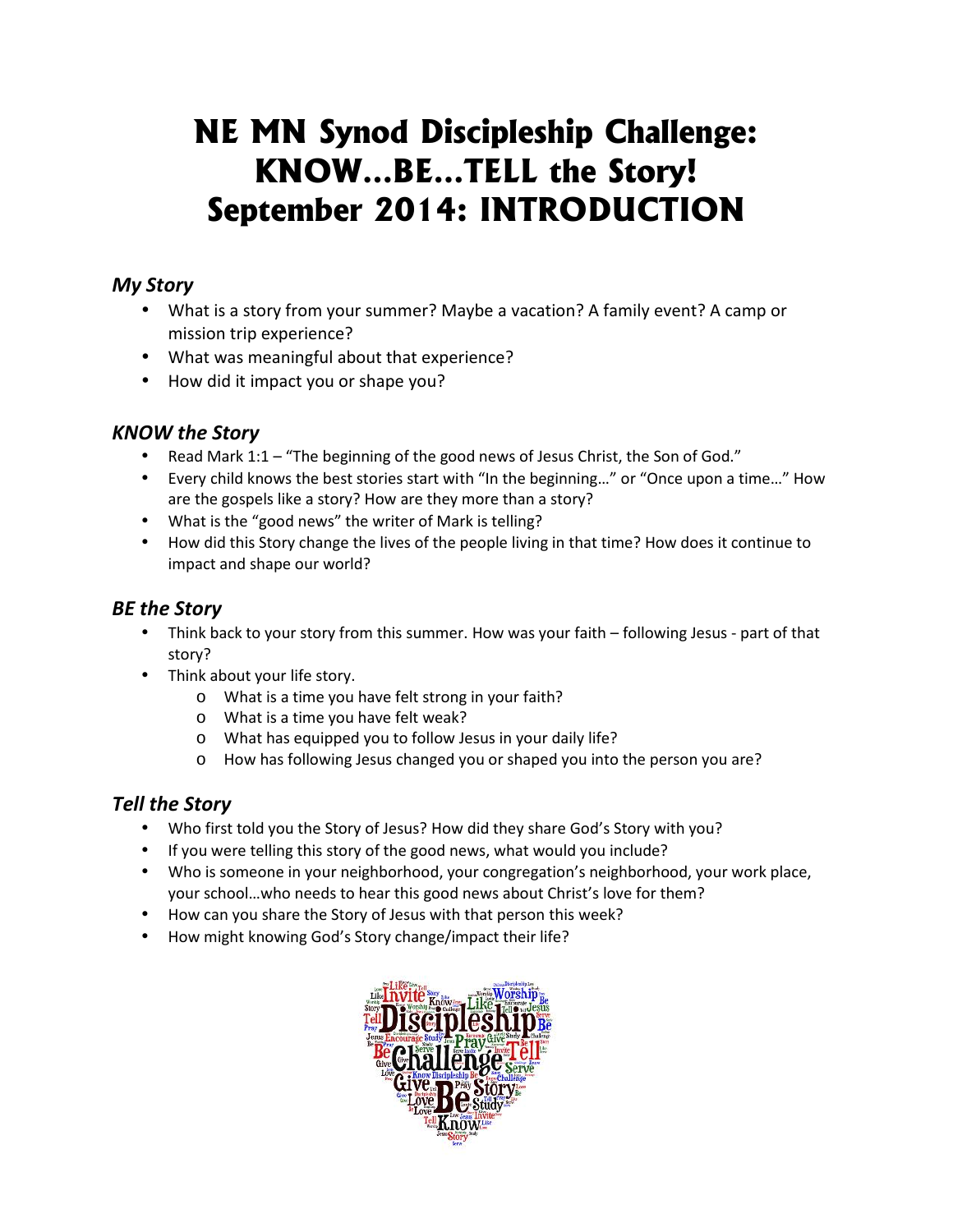# NE MN Synod Discipleship Challenge: KNOW…BE…TELL the Story! September 2014: INTRODUCTION

### *My Story*

- What is a story from your summer? Maybe a vacation? A family event? A camp or mission trip experience?
- What was meaningful about that experience?
- How did it impact you or shape you?

### *KNOW the Story*

- Read Mark 1:1 – "The beginning of the good news of Jesus Christ, the Son of God."
- Every child knows the best stories start with "In the beginning…" or "Once upon a time…" How are the gospels like a story? How are they more than a story?
- What is the "good news" the writer of Mark is telling?
- How did this Story change the lives of the people living in that time? How does it continue to impact and shape our world?

### *BE the Story*

- Think back to your story from this summer. How was your faith – following Jesus - part of that story?
- Think about your life story.
    - What is a time you have felt strong in your faith?
    - What is a time you have felt weak?
    - What has equipped you to follow Jesus in your daily life?
    - How has following Jesus changed you or shaped you into the person you are?

### *Tell the Story*

- Who first told you the Story of Jesus? How did they share God's Story with you?
- If you were telling this story of the good news, what would you include?
- Who is someone in your neighborhood, your congregation's neighborhood, your work place, your school…who needs to hear this good news about Christ's love for them?
- How can you share the Story of Jesus with that person this week?
- How might knowing God's Story change/impact their life?